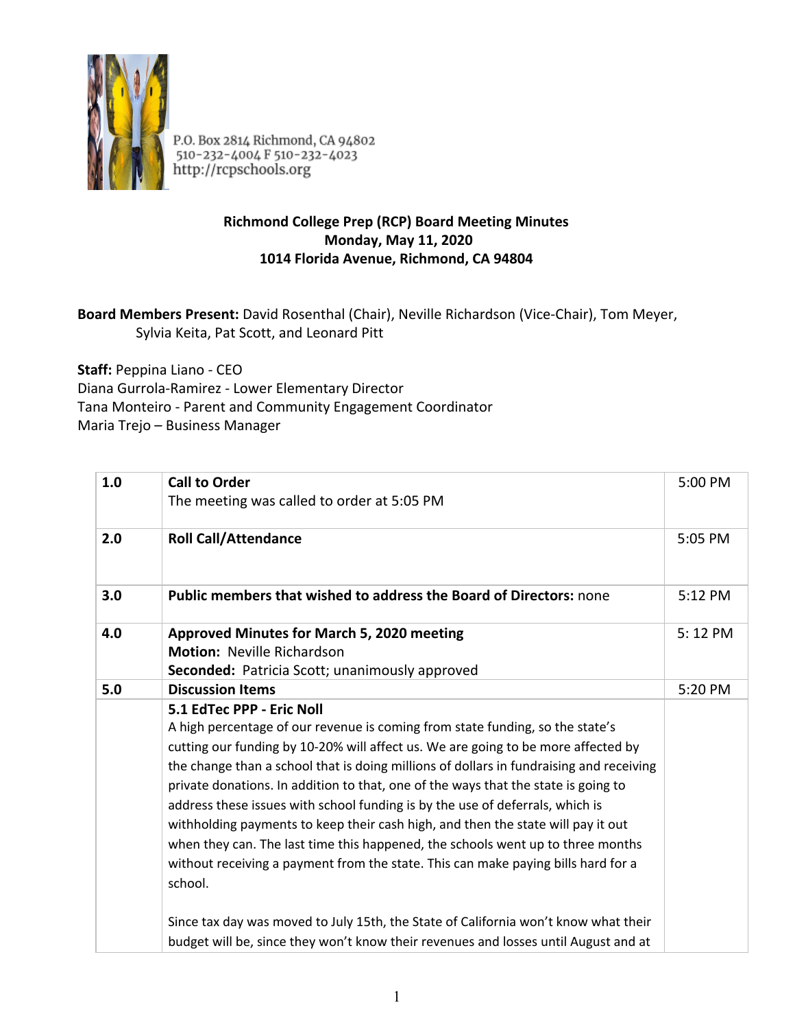P.O. Box 2814 Richmond, CA 94802
510-232-4004 F 510-232-4023
http://rcpschools.org

**Richmond College Prep (RCP) Board Meeting Minutes**
**Monday, May 11, 2020**
**1014 Florida Avenue, Richmond, CA 94804**

**Board Members Present:** David Rosenthal (Chair), Neville Richardson (Vice-Chair), Tom Meyer, Sylvia Keita, Pat Scott, and Leonard Pitt

**Staff:** Peppina Liano - CEO
Diana Gurrola-Ramirez - Lower Elementary Director
Tana Monteiro - Parent and Community Engagement Coordinator
Maria Trejo – Business Manager

| | | |
|---|---|---|
| 1.0 | **Call to Order**<br>The meeting was called to order at 5:05 PM | 5:00 PM |
| 2.0 | **Roll Call/Attendance** | 5:05 PM |
| 3.0 | **Public members that wished to address the Board of Directors:** none | 5:12 PM |
| 4.0 | **Approved Minutes for March 5, 2020 meeting**<br>**Motion:** Neville Richardson<br>**Seconded:** Patricia Scott; unanimously approved | 5: 12 PM |
| 5.0 | **Discussion Items** | 5:20 PM |
| | **5.1 EdTec PPP - Eric Noll**<br>A high percentage of our revenue is coming from state funding, so the state's cutting our funding by 10-20% will affect us. We are going to be more affected by the change than a school that is doing millions of dollars in fundraising and receiving private donations. In addition to that, one of the ways that the state is going to address these issues with school funding is by the use of deferrals, which is withholding payments to keep their cash high, and then the state will pay it out when they can. The last time this happened, the schools went up to three months without receiving a payment from the state. This can make paying bills hard for a school.<br><br>Since tax day was moved to July 15th, the State of California won't know what their budget will be, since they won't know their revenues and losses until August and at | |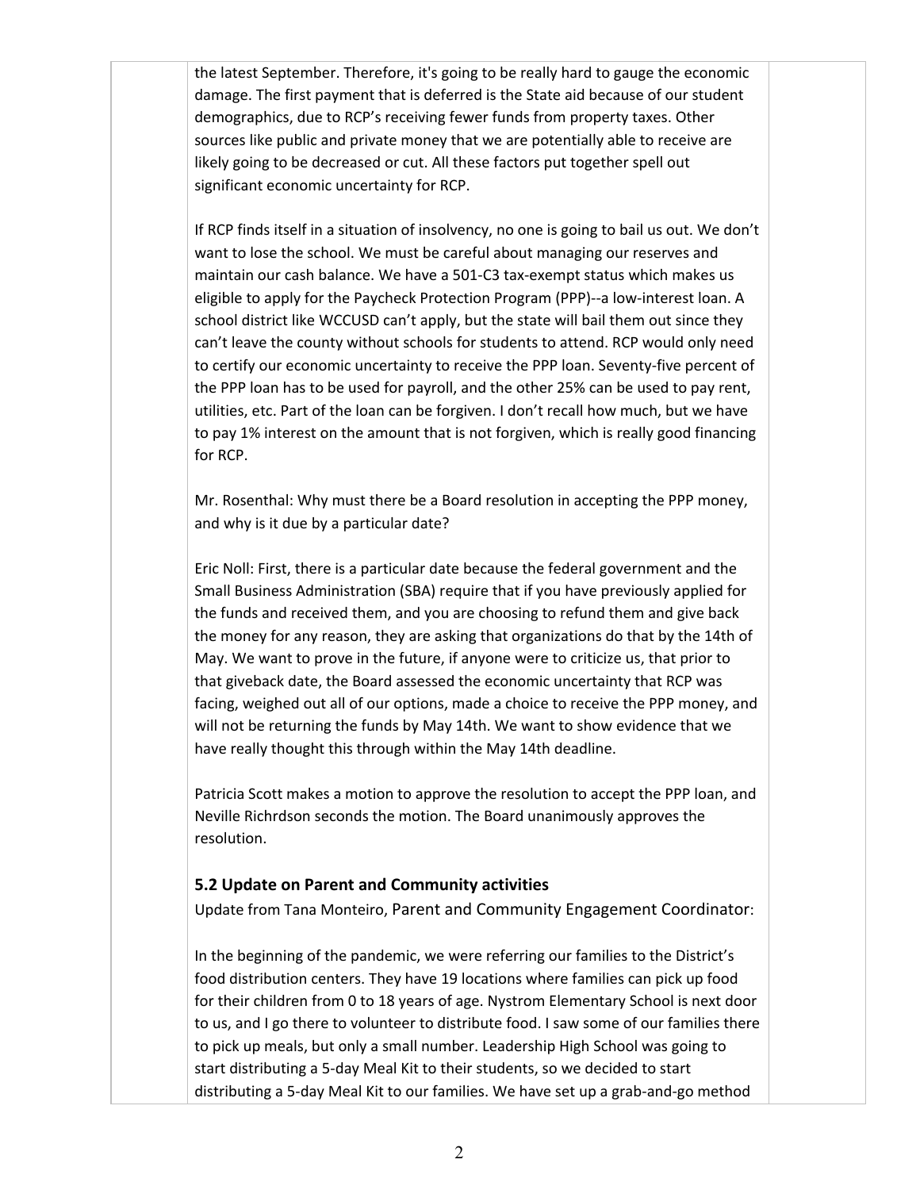the latest September. Therefore, it's going to be really hard to gauge the economic damage. The first payment that is deferred is the State aid because of our student demographics, due to RCP's receiving fewer funds from property taxes. Other sources like public and private money that we are potentially able to receive are likely going to be decreased or cut. All these factors put together spell out significant economic uncertainty for RCP.

If RCP finds itself in a situation of insolvency, no one is going to bail us out. We don't want to lose the school. We must be careful about managing our reserves and maintain our cash balance. We have a 501-C3 tax-exempt status which makes us eligible to apply for the Paycheck Protection Program (PPP)--a low-interest loan. A school district like WCCUSD can't apply, but the state will bail them out since they can't leave the county without schools for students to attend. RCP would only need to certify our economic uncertainty to receive the PPP loan. Seventy-five percent of the PPP loan has to be used for payroll, and the other 25% can be used to pay rent, utilities, etc. Part of the loan can be forgiven. I don't recall how much, but we have to pay 1% interest on the amount that is not forgiven, which is really good financing for RCP.

Mr. Rosenthal: Why must there be a Board resolution in accepting the PPP money, and why is it due by a particular date?

Eric Noll: First, there is a particular date because the federal government and the Small Business Administration (SBA) require that if you have previously applied for the funds and received them, and you are choosing to refund them and give back the money for any reason, they are asking that organizations do that by the 14th of May. We want to prove in the future, if anyone were to criticize us, that prior to that giveback date, the Board assessed the economic uncertainty that RCP was facing, weighed out all of our options, made a choice to receive the PPP money, and will not be returning the funds by May 14th. We want to show evidence that we have really thought this through within the May 14th deadline.

Patricia Scott makes a motion to approve the resolution to accept the PPP loan, and Neville Richrdson seconds the motion. The Board unanimously approves the resolution.

### 5.2 Update on Parent and Community activities

Update from Tana Monteiro, Parent and Community Engagement Coordinator:

In the beginning of the pandemic, we were referring our families to the District's food distribution centers. They have 19 locations where families can pick up food for their children from 0 to 18 years of age. Nystrom Elementary School is next door to us, and I go there to volunteer to distribute food. I saw some of our families there to pick up meals, but only a small number. Leadership High School was going to start distributing a 5-day Meal Kit to their students, so we decided to start distributing a 5-day Meal Kit to our families. We have set up a grab-and-go method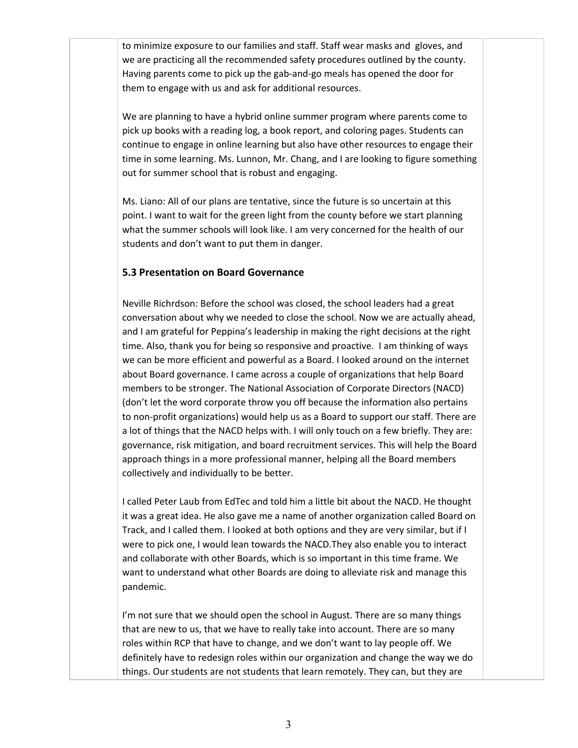to minimize exposure to our families and staff. Staff wear masks and gloves, and we are practicing all the recommended safety procedures outlined by the county. Having parents come to pick up the gab-and-go meals has opened the door for them to engage with us and ask for additional resources.

We are planning to have a hybrid online summer program where parents come to pick up books with a reading log, a book report, and coloring pages. Students can continue to engage in online learning but also have other resources to engage their time in some learning. Ms. Lunnon, Mr. Chang, and I are looking to figure something out for summer school that is robust and engaging.

Ms. Liano: All of our plans are tentative, since the future is so uncertain at this point. I want to wait for the green light from the county before we start planning what the summer schools will look like. I am very concerned for the health of our students and don't want to put them in danger.

### 5.3 Presentation on Board Governance

Neville Richrdson: Before the school was closed, the school leaders had a great conversation about why we needed to close the school. Now we are actually ahead, and I am grateful for Peppina's leadership in making the right decisions at the right time. Also, thank you for being so responsive and proactive. I am thinking of ways we can be more efficient and powerful as a Board. I looked around on the internet about Board governance. I came across a couple of organizations that help Board members to be stronger. The National Association of Corporate Directors (NACD) (don't let the word corporate throw you off because the information also pertains to non-profit organizations) would help us as a Board to support our staff. There are a lot of things that the NACD helps with. I will only touch on a few briefly. They are: governance, risk mitigation, and board recruitment services. This will help the Board approach things in a more professional manner, helping all the Board members collectively and individually to be better.

I called Peter Laub from EdTec and told him a little bit about the NACD. He thought it was a great idea. He also gave me a name of another organization called Board on Track, and I called them. I looked at both options and they are very similar, but if I were to pick one, I would lean towards the NACD.They also enable you to interact and collaborate with other Boards, which is so important in this time frame. We want to understand what other Boards are doing to alleviate risk and manage this pandemic.

I'm not sure that we should open the school in August. There are so many things that are new to us, that we have to really take into account. There are so many roles within RCP that have to change, and we don't want to lay people off. We definitely have to redesign roles within our organization and change the way we do things. Our students are not students that learn remotely. They can, but they are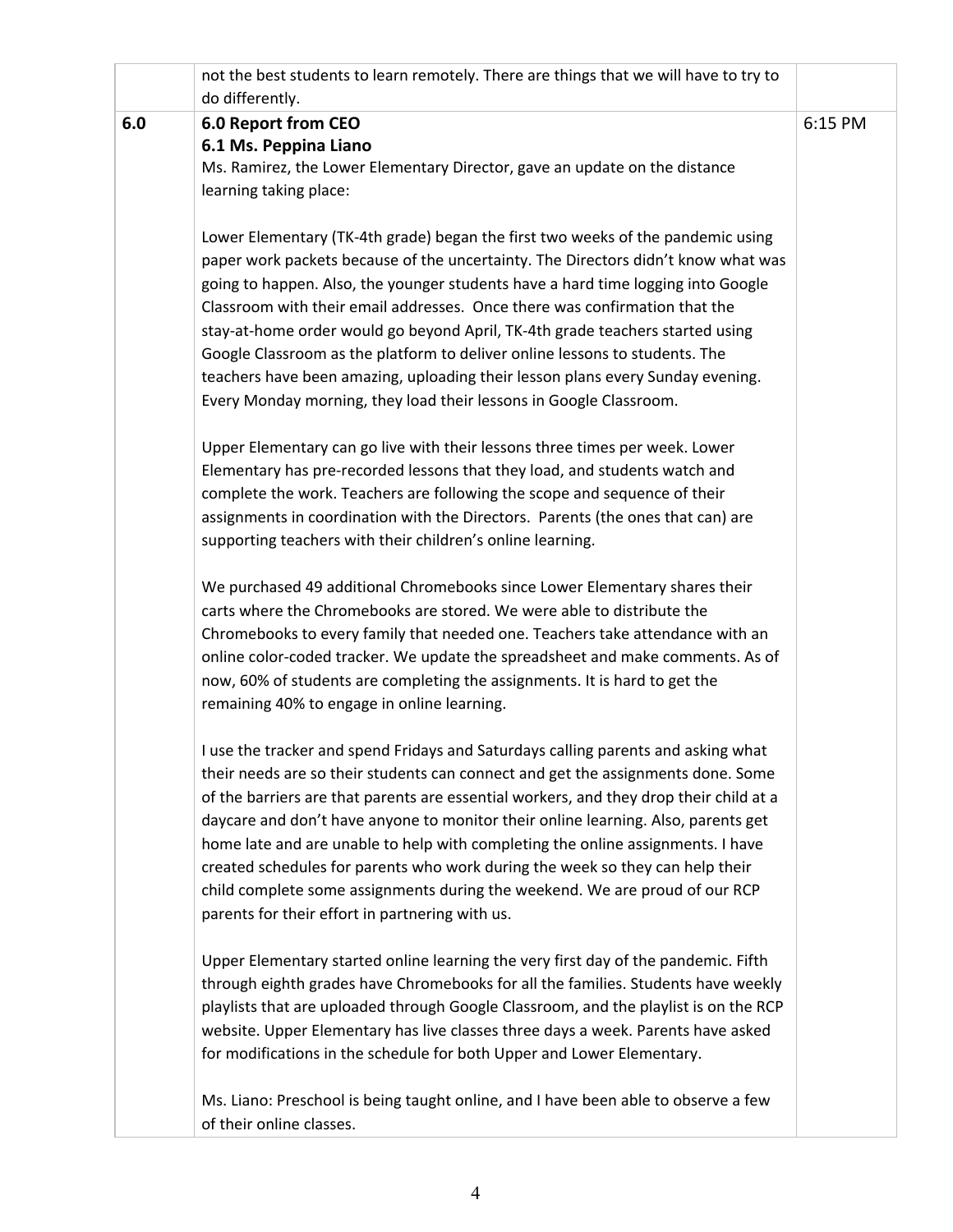| | | |
|---|---|---|
| | not the best students to learn remotely. There are things that we will have to try to do differently. | |
| **6.0** | **6.0 Report from CEO**<br>**6.1 Ms. Peppina Liano**<br>Ms. Ramirez, the Lower Elementary Director, gave an update on the distance learning taking place:<br><br>Lower Elementary (TK-4th grade) began the first two weeks of the pandemic using paper work packets because of the uncertainty. The Directors didn't know what was going to happen. Also, the younger students have a hard time logging into Google Classroom with their email addresses. Once there was confirmation that the stay-at-home order would go beyond April, TK-4th grade teachers started using Google Classroom as the platform to deliver online lessons to students. The teachers have been amazing, uploading their lesson plans every Sunday evening. Every Monday morning, they load their lessons in Google Classroom.<br><br>Upper Elementary can go live with their lessons three times per week. Lower Elementary has pre-recorded lessons that they load, and students watch and complete the work. Teachers are following the scope and sequence of their assignments in coordination with the Directors. Parents (the ones that can) are supporting teachers with their children's online learning.<br><br>We purchased 49 additional Chromebooks since Lower Elementary shares their carts where the Chromebooks are stored. We were able to distribute the Chromebooks to every family that needed one. Teachers take attendance with an online color-coded tracker. We update the spreadsheet and make comments. As of now, 60% of students are completing the assignments. It is hard to get the remaining 40% to engage in online learning.<br><br>I use the tracker and spend Fridays and Saturdays calling parents and asking what their needs are so their students can connect and get the assignments done. Some of the barriers are that parents are essential workers, and they drop their child at a daycare and don't have anyone to monitor their online learning. Also, parents get home late and are unable to help with completing the online assignments. I have created schedules for parents who work during the week so they can help their child complete some assignments during the weekend. We are proud of our RCP parents for their effort in partnering with us.<br><br>Upper Elementary started online learning the very first day of the pandemic. Fifth through eighth grades have Chromebooks for all the families. Students have weekly playlists that are uploaded through Google Classroom, and the playlist is on the RCP website. Upper Elementary has live classes three days a week. Parents have asked for modifications in the schedule for both Upper and Lower Elementary.<br><br>Ms. Liano: Preschool is being taught online, and I have been able to observe a few of their online classes. | 6:15 PM |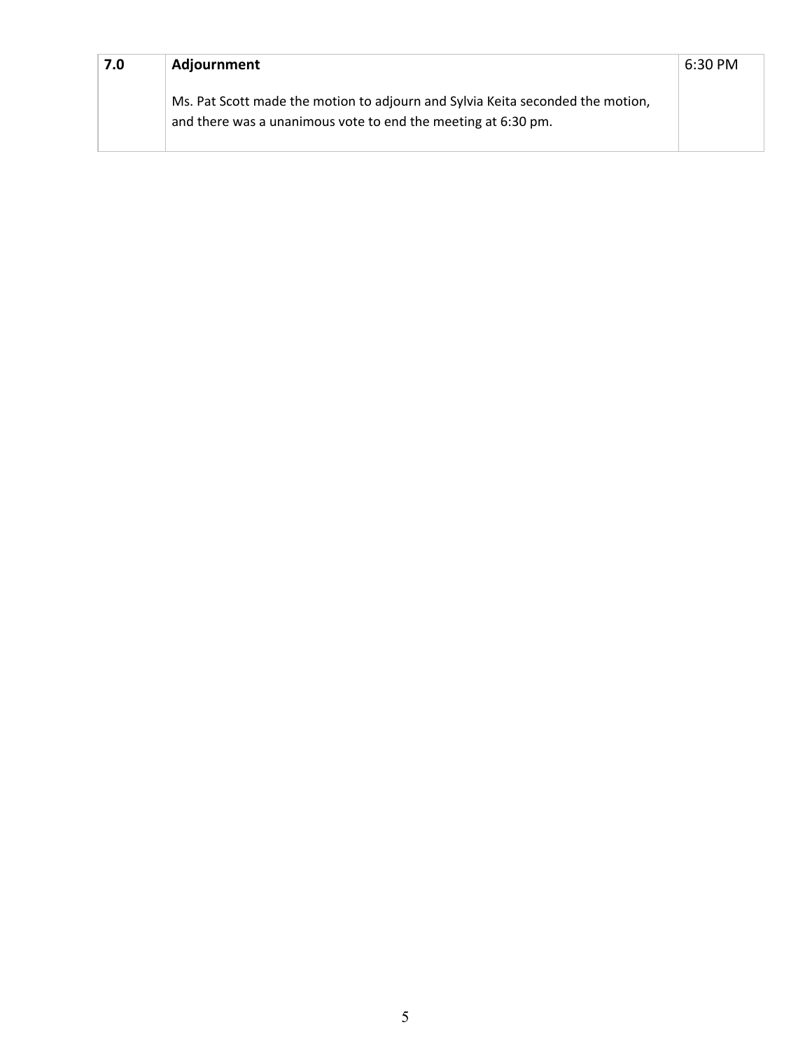| | | |
|---|---|---|
| **7.0** | **Adjournment**<br><br>Ms. Pat Scott made the motion to adjourn and Sylvia Keita seconded the motion, and there was a unanimous vote to end the meeting at 6:30 pm. | 6:30 PM |